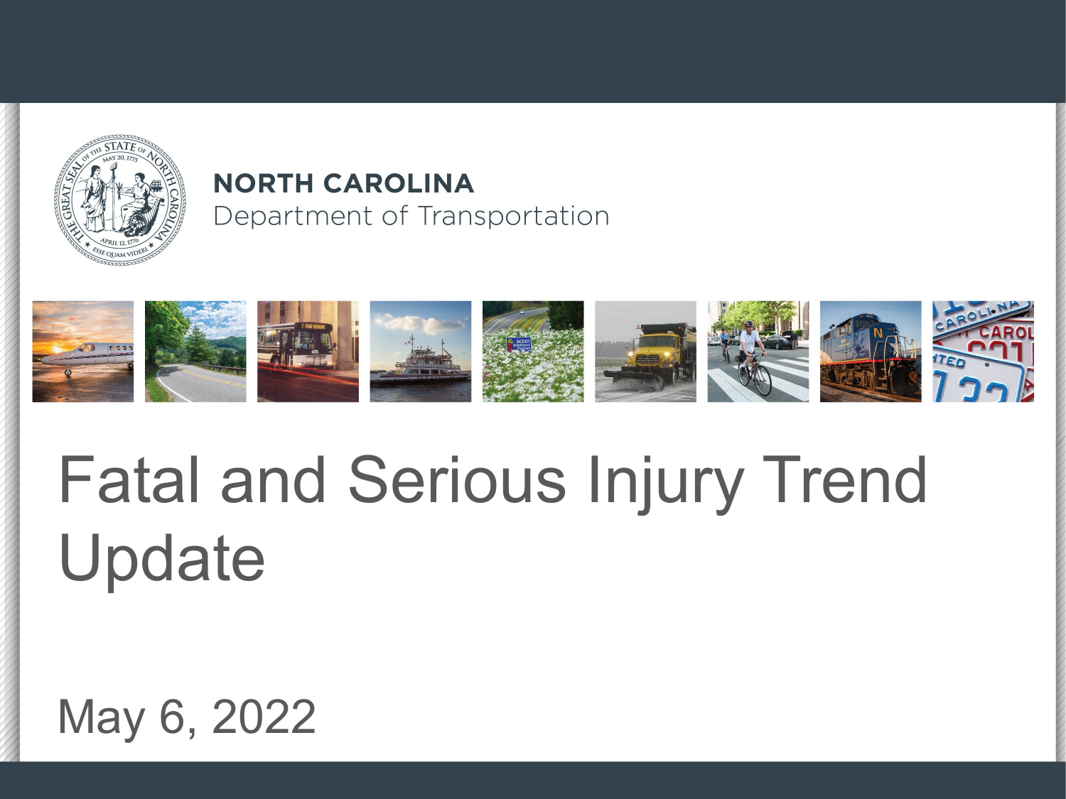**NORTH CAROLINA**
Department of Transportation

# Fatal and Serious Injury Trend Update

May 6, 2022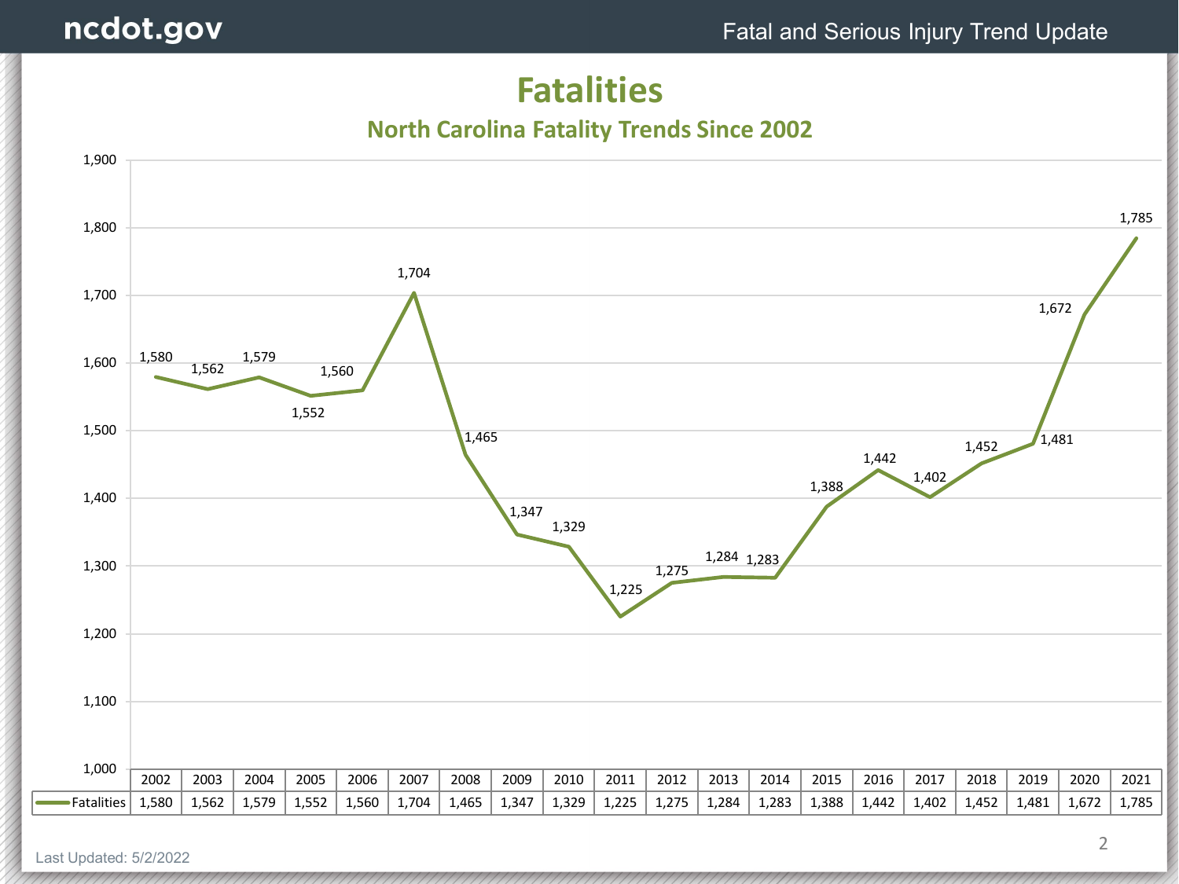# Fatalities

## North Carolina Fatality Trends Since 2002

| | 2002 | 2003 | 2004 | 2005 | 2006 | 2007 | 2008 | 2009 | 2010 | 2011 | 2012 | 2013 | 2014 | 2015 | 2016 | 2017 | 2018 | 2019 | 2020 | 2021 |
|---|---|---|---|---|---|---|---|---|---|---|---|---|---|---|---|---|---|---|---|---|
| Fatalities | 1,580 | 1,562 | 1,579 | 1,552 | 1,560 | 1,704 | 1,465 | 1,347 | 1,329 | 1,225 | 1,275 | 1,284 | 1,283 | 1,388 | 1,442 | 1,402 | 1,452 | 1,481 | 1,672 | 1,785 |

Last Updated: 5/2/2022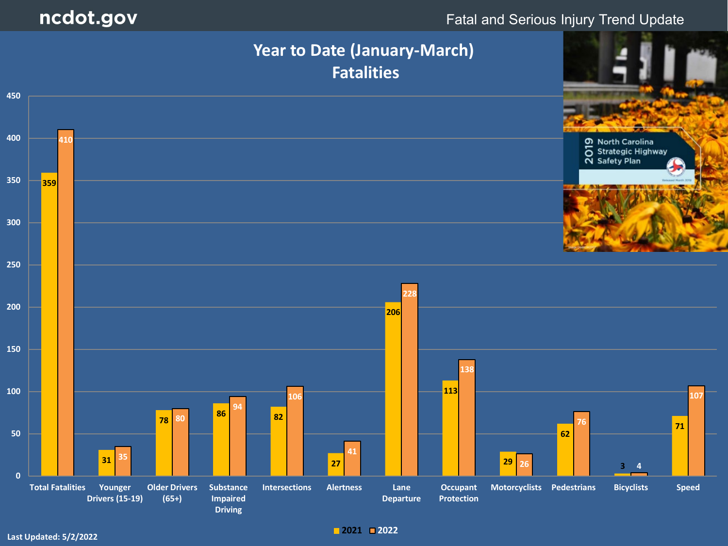# Year to Date (January-March) Fatalities

| Category | 2021 | 2022 |
| --- | --- | --- |
| Total Fatalities | 359 | 410 |
| Younger Drivers (15-19) | 31 | 35 |
| Older Drivers (65+) | 78 | 80 |
| Substance Impaired Driving | 86 | 94 |
| Intersections | 82 | 106 |
| Alertness | 27 | 41 |
| Lane Departure | 206 | 228 |
| Occupant Protection | 113 | 138 |
| Motorcyclists | 29 | 26 |
| Pedestrians | 62 | 76 |
| Bicyclists | 3 | 4 |
| Speed | 71 | 107 |

2019 North Carolina Strategic Highway Safety Plan

Last Updated: 5/2/2022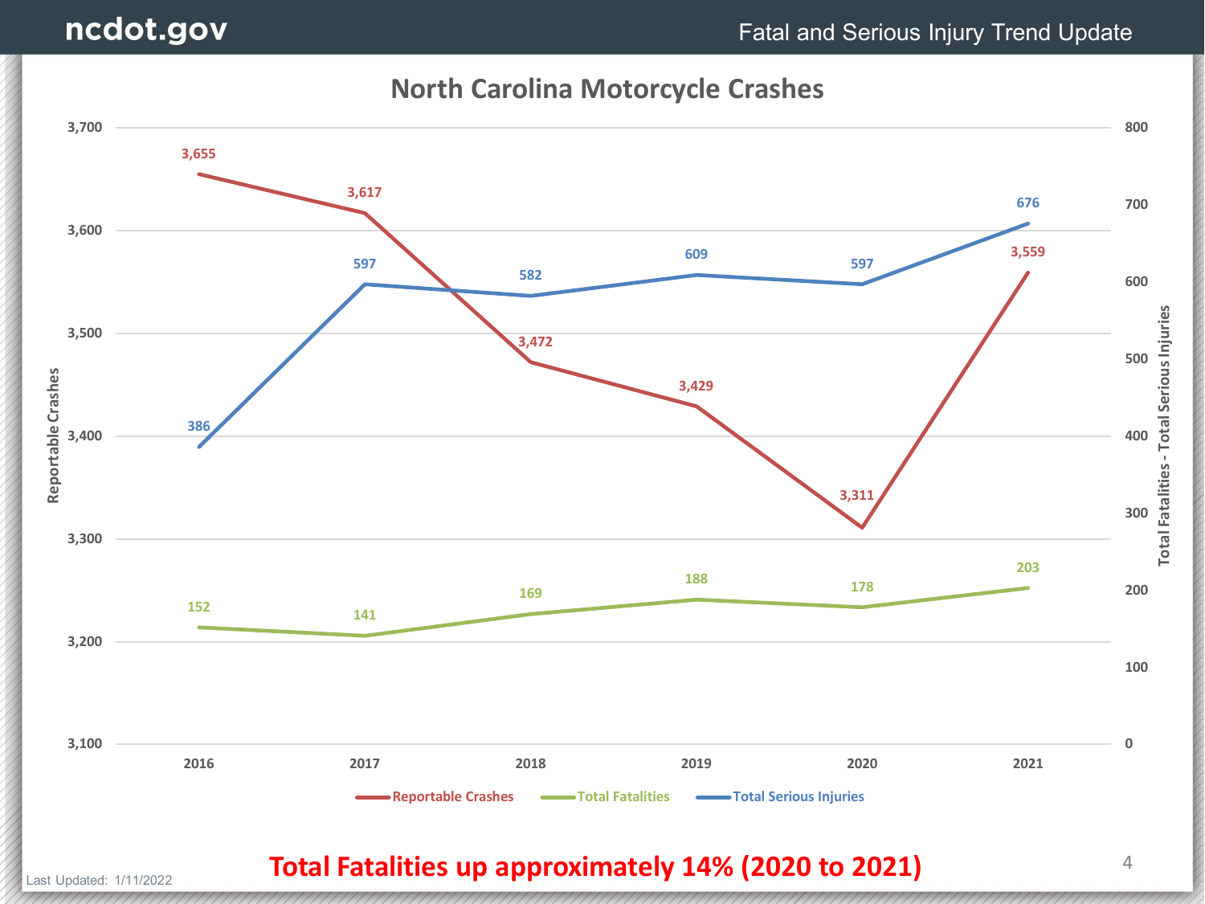# North Carolina Motorcycle Crashes

| Year | Reportable Crashes | Total Fatalities | Total Serious Injuries |
|---|---|---|---|
| 2016 | 3,655 | 152 | 386 |
| 2017 | 3,617 | 141 | 597 |
| 2018 | 3,472 | 169 | 582 |
| 2019 | 3,429 | 188 | 609 |
| 2020 | 3,311 | 178 | 597 |
| 2021 | 3,559 | 203 | 676 |

**Total Fatalities up approximately 14% (2020 to 2021)**

Last Updated: 1/11/2022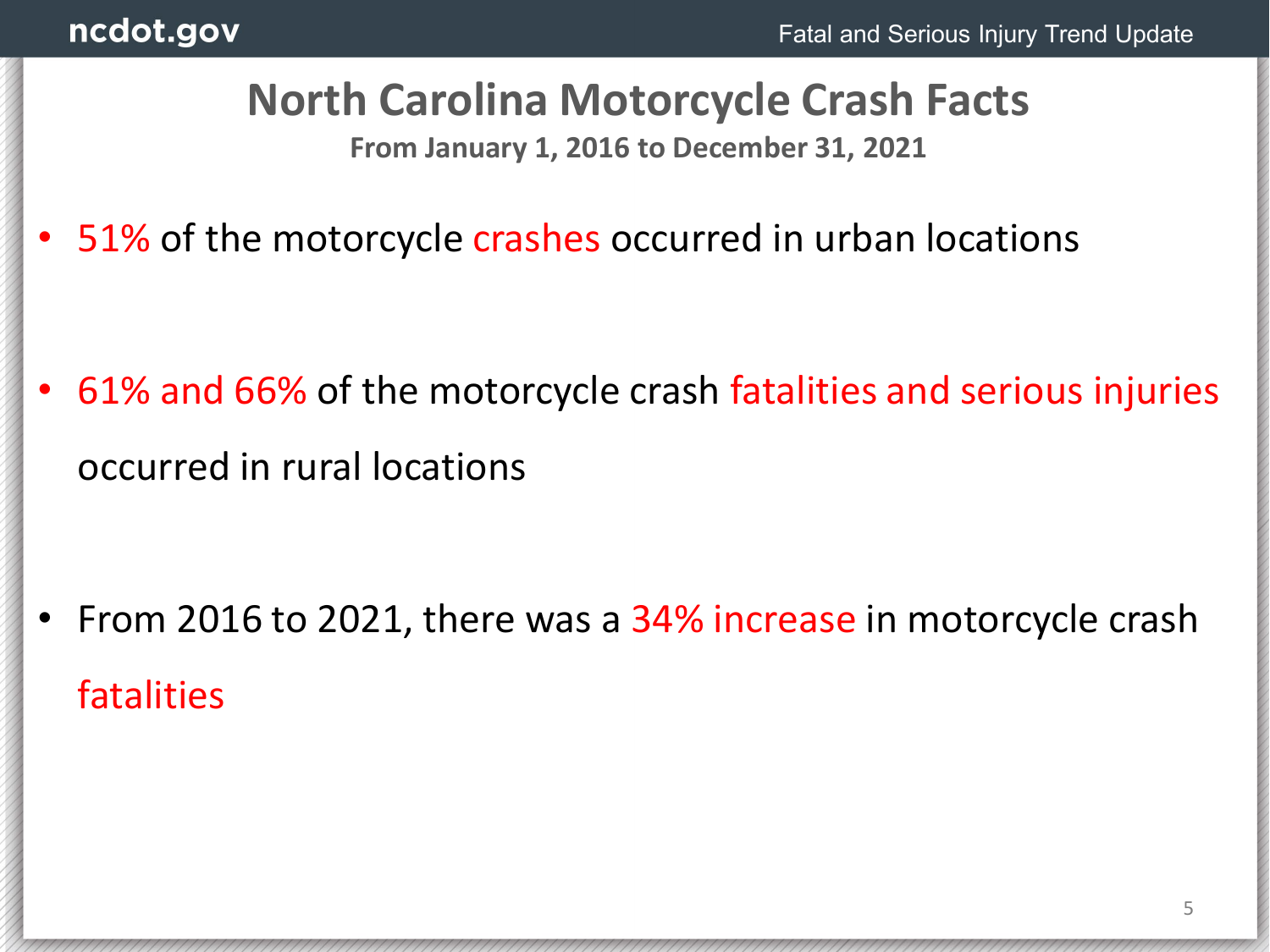# North Carolina Motorcycle Crash Facts

**From January 1, 2016 to December 31, 2021**

- 51% of the motorcycle crashes occurred in urban locations

- 61% and 66% of the motorcycle crash fatalities and serious injuries occurred in rural locations

- From 2016 to 2021, there was a 34% increase in motorcycle crash fatalities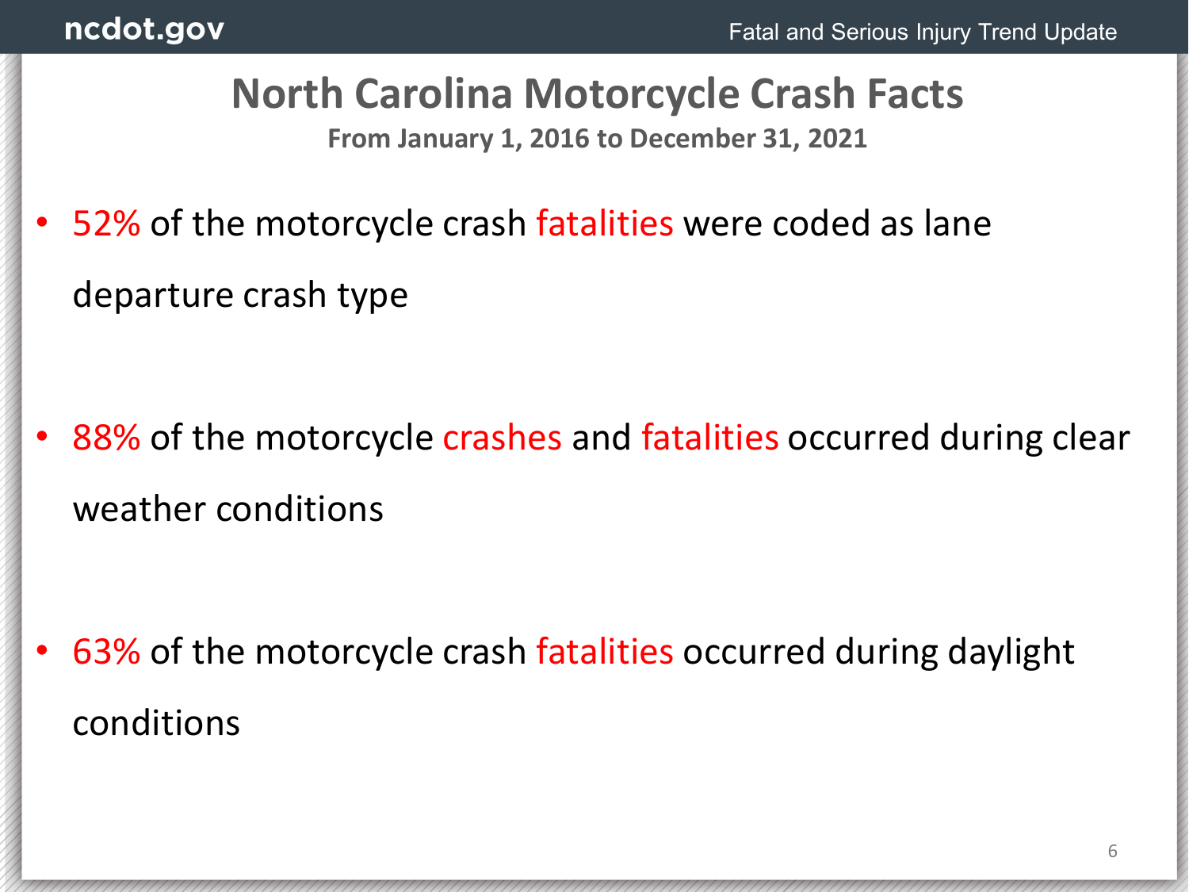# North Carolina Motorcycle Crash Facts

**From January 1, 2016 to December 31, 2021**

- 52% of the motorcycle crash fatalities were coded as lane departure crash type
- 88% of the motorcycle crashes and fatalities occurred during clear weather conditions
- 63% of the motorcycle crash fatalities occurred during daylight conditions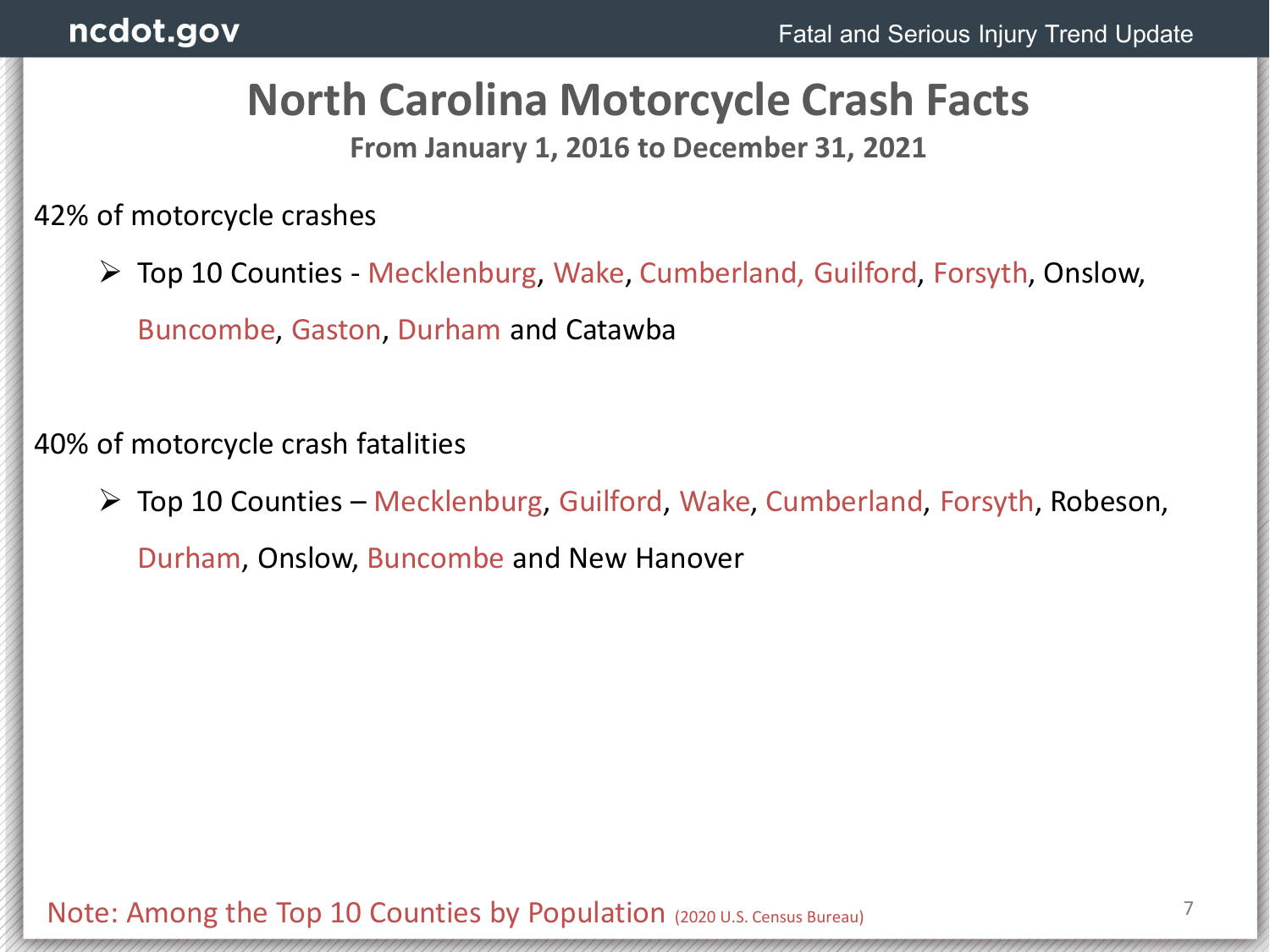# North Carolina Motorcycle Crash Facts

**From January 1, 2016 to December 31, 2021**

42% of motorcycle crashes

- Top 10 Counties - Mecklenburg, Wake, Cumberland, Guilford, Forsyth, Onslow, Buncombe, Gaston, Durham and Catawba

40% of motorcycle crash fatalities

- Top 10 Counties – Mecklenburg, Guilford, Wake, Cumberland, Forsyth, Robeson, Durham, Onslow, Buncombe and New Hanover

Note: Among the Top 10 Counties by Population (2020 U.S. Census Bureau)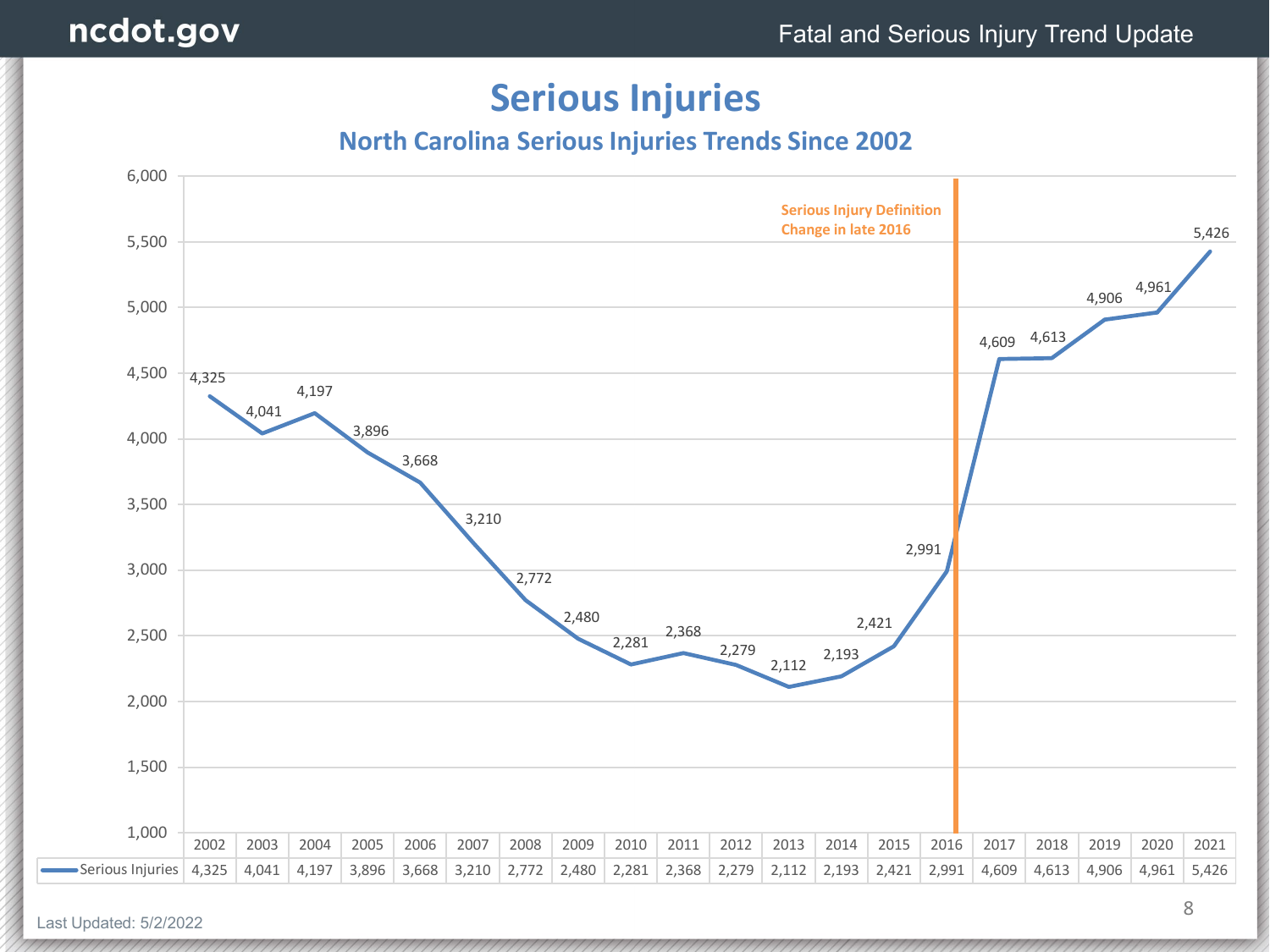# Serious Injuries

## North Carolina Serious Injuries Trends Since 2002

Serious Injury Definition Change in late 2016

| | 2002 | 2003 | 2004 | 2005 | 2006 | 2007 | 2008 | 2009 | 2010 | 2011 | 2012 | 2013 | 2014 | 2015 | 2016 | 2017 | 2018 | 2019 | 2020 | 2021 |
|---|---|---|---|---|---|---|---|---|---|---|---|---|---|---|---|---|---|---|---|---|
| Serious Injuries | 4,325 | 4,041 | 4,197 | 3,896 | 3,668 | 3,210 | 2,772 | 2,480 | 2,281 | 2,368 | 2,279 | 2,112 | 2,193 | 2,421 | 2,991 | 4,609 | 4,613 | 4,906 | 4,961 | 5,426 |

Last Updated: 5/2/2022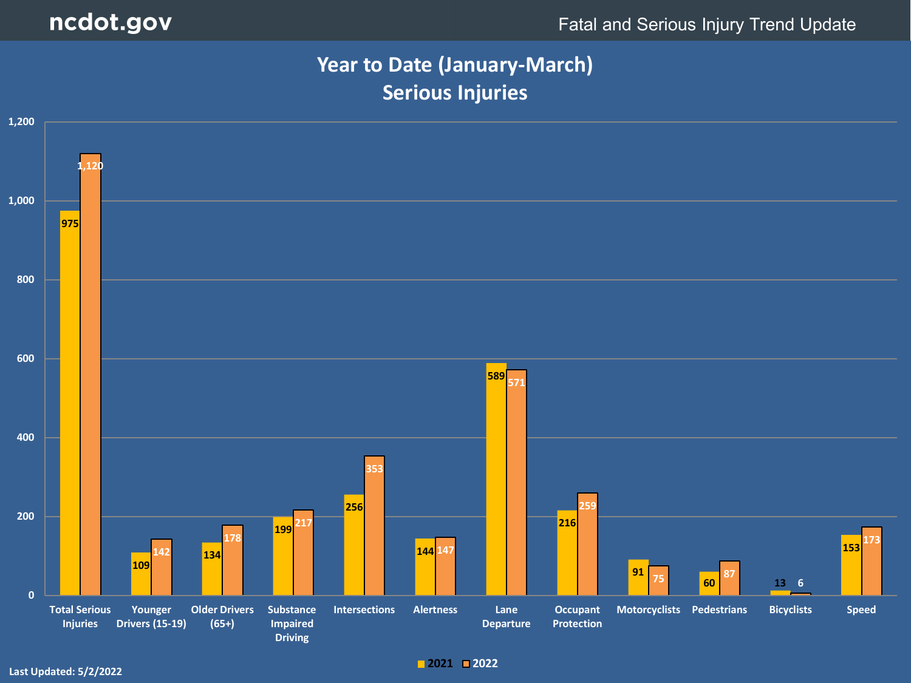ncdot.gov

Fatal and Serious Injury Trend Update

# Year to Date (January-March)
## Serious Injuries

1,200
1,000
800
600
400
200
0

Total Serious Injuries: 975, 1,120

Younger Drivers (15-19): 109, 142

Older Drivers (65+): 134, 178

Substance Impaired Driving: 199, 217

Intersections: 256, 353

Alertness: 144, 147

Lane Departure: 589, 571

Occupant Protection: 216, 259

Motorcyclists: 91, 75

Pedestrians: 60, 87

Bicyclists: 13, 6

Speed: 153, 173

2021 2022

Last Updated: 5/2/2022